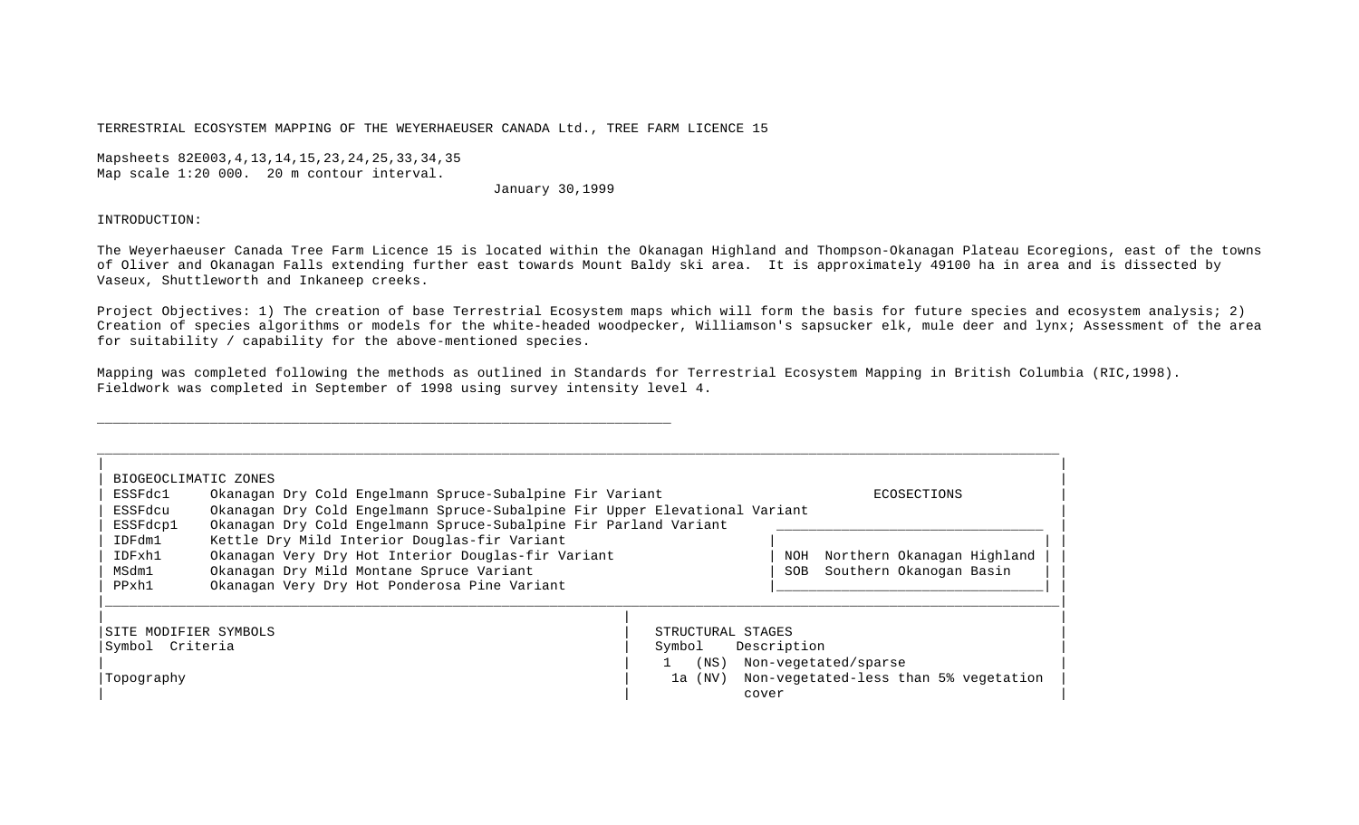# TERRESTRIAL ECOSYSTEM MAPPING OF THE WEYERHAEUSER CANADA Ltd., TREE FARM LICENCE 15

Mapsheets 82E003,4,13,14,15,23,24,25,33,34,35
Map scale 1:20 000. 20 m contour interval.

January 30,1999

## INTRODUCTION:

The Weyerhaeuser Canada Tree Farm Licence 15 is located within the Okanagan Highland and Thompson-Okanagan Plateau Ecoregions, east of the towns of Oliver and Okanagan Falls extending further east towards Mount Baldy ski area. It is approximately 49100 ha in area and is dissected by Vaseux, Shuttleworth and Inkaneep creeks.

Project Objectives: 1) The creation of base Terrestrial Ecosystem maps which will form the basis for future species and ecosystem analysis; 2) Creation of species algorithms or models for the white-headed woodpecker, Williamson's sapsucker elk, mule deer and lynx; Assessment of the area for suitability / capability for the above-mentioned species.

Mapping was completed following the methods as outlined in Standards for Terrestrial Ecosystem Mapping in British Columbia (RIC,1998). Fieldwork was completed in September of 1998 using survey intensity level 4.

---

### BIOGEOCLIMATIC ZONES

| Symbol | Description |
|---|---|
| ESSFdc1 | Okanagan Dry Cold Engelmann Spruce-Subalpine Fir Variant |
| ESSFdcu | Okanagan Dry Cold Engelmann Spruce-Subalpine Fir Upper Elevational Variant |
| ESSFdcp1 | Okanagan Dry Cold Engelmann Spruce-Subalpine Fir Parland Variant |
| IDFdm1 | Kettle Dry Mild Interior Douglas-fir Variant |
| IDFxh1 | Okanagan Very Dry Hot Interior Douglas-fir Variant |
| MSdm1 | Okanagan Dry Mild Montane Spruce Variant |
| PPxh1 | Okanagan Very Dry Hot Ponderosa Pine Variant |

### ECOSECTIONS

| Symbol | Description |
|---|---|
| NOH | Northern Okanagan Highland |
| SOB | Southern Okanogan Basin |

### SITE MODIFIER SYMBOLS

Symbol Criteria

Topography

### STRUCTURAL STAGES

| Symbol | Description |
|---|---|
| 1 (NS) | Non-vegetated/sparse |
| 1a (NV) | Non-vegetated-less than 5% vegetation cover |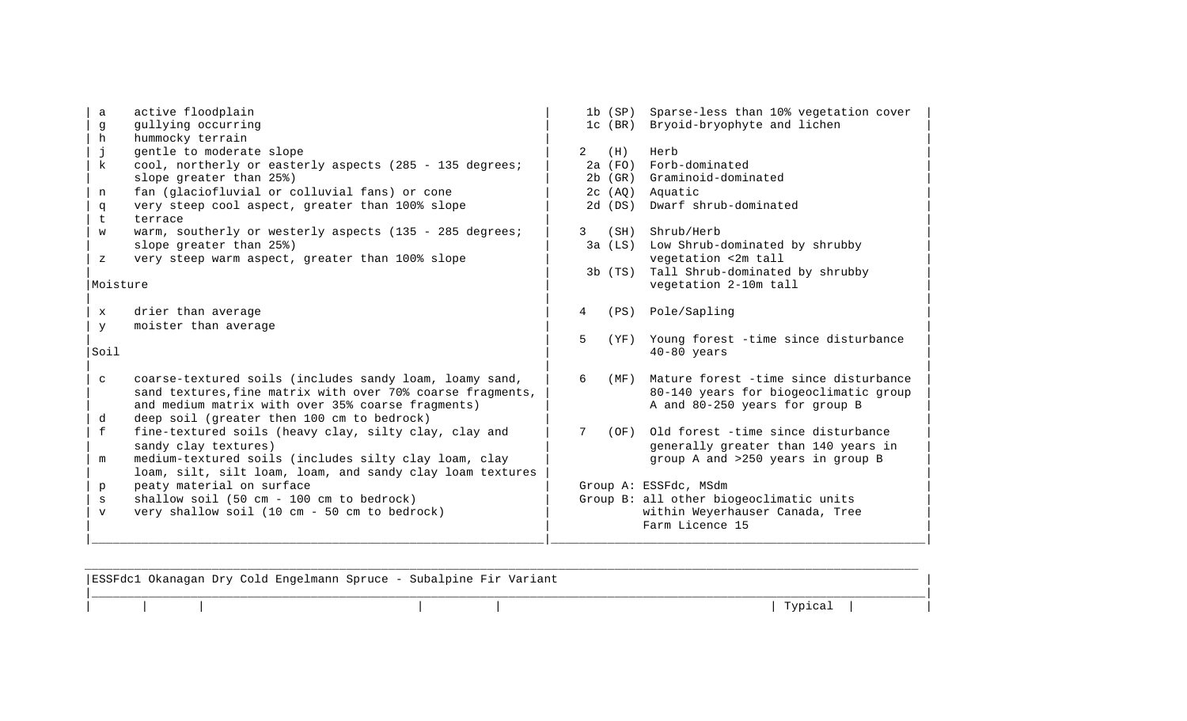| Code | Description |
|---|---|
| a | active floodplain |
| g | gullying occurring |
| h | hummocky terrain |
| j | gentle to moderate slope |
| k | cool, northerly or easterly aspects (285 - 135 degrees; slope greater than 25%) |
| n | fan (glaciofluvial or colluvial fans) or cone |
| q | very steep cool aspect, greater than 100% slope |
| t | terrace |
| w | warm, southerly or westerly aspects (135 - 285 degrees; slope greater than 25%) |
| z | very steep warm aspect, greater than 100% slope |

**Moisture**

| Code | Description |
|---|---|
| x | drier than average |
| y | moister than average |

**Soil**

| Code | Description |
|---|---|
| c | coarse-textured soils (includes sandy loam, loamy sand, sand textures,fine matrix with over 70% coarse fragments, and medium matrix with over 35% coarse fragments) |
| d | deep soil (greater then 100 cm to bedrock) |
| f | fine-textured soils (heavy clay, silty clay, clay and sandy clay textures) |
| m | medium-textured soils (includes silty clay loam, clay loam, silt, silt loam, loam, and sandy clay loam textures |
| p | peaty material on surface |
| s | shallow soil (50 cm - 100 cm to bedrock) |
| v | very shallow soil (10 cm - 50 cm to bedrock) |

| Code | Description |
|---|---|
| 1b (SP) | Sparse-less than 10% vegetation cover |
| 1c (BR) | Bryoid-bryophyte and lichen |
| 2 (H) | Herb |
| 2a (FO) | Forb-dominated |
| 2b (GR) | Graminoid-dominated |
| 2c (AQ) | Aquatic |
| 2d (DS) | Dwarf shrub-dominated |
| 3 (SH) | Shrub/Herb |
| 3a (LS) | Low Shrub-dominated by shrubby vegetation <2m tall |
| 3b (TS) | Tall Shrub-dominated by shrubby vegetation 2-10m tall |
| 4 (PS) | Pole/Sapling |
| 5 (YF) | Young forest -time since disturbance 40-80 years |
| 6 (MF) | Mature forest -time since disturbance 80-140 years for biogeoclimatic group A and 80-250 years for group B |
| 7 (OF) | Old forest -time since disturbance generally greater than 140 years in group A and >250 years in group B |

Group A: ESSFdc, MSdm
Group B: all other biogeoclimatic units within Weyerhauser Canada, Tree Farm Licence 15

## ESSFdc1 Okanagan Dry Cold Engelmann Spruce - Subalpine Fir Variant

| | | | | | Typical | |
|---|---|---|---|---|---|---|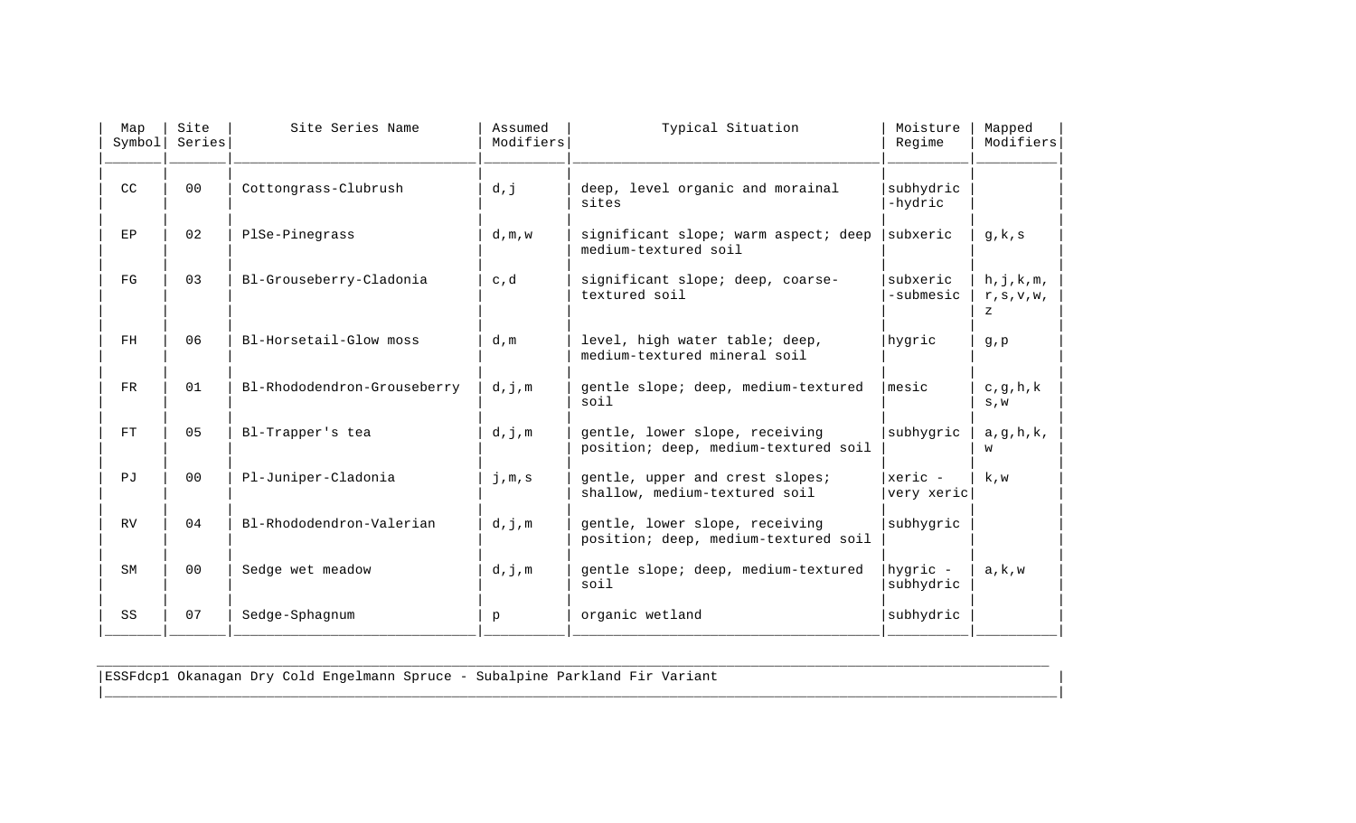| Map Symbol | Site Series | Site Series Name | Assumed Modifiers | Typical Situation | Moisture Regime | Mapped Modifiers |
|---|---|---|---|---|---|---|
| CC | 00 | Cottongrass-Clubrush | d,j | deep, level organic and morainal sites | subhydric -hydric | |
| EP | 02 | PlSe-Pinegrass | d,m,w | significant slope; warm aspect; deep medium-textured soil | subxeric | g,k,s |
| FG | 03 | Bl-Grouseberry-Cladonia | c,d | significant slope; deep, coarse-textured soil | subxeric -submesic | h,j,k,m, r,s,v,w, z |
| FH | 06 | Bl-Horsetail-Glow moss | d,m | level, high water table; deep, medium-textured mineral soil | hygric | g,p |
| FR | 01 | Bl-Rhododendron-Grouseberry | d,j,m | gentle slope; deep, medium-textured soil | mesic | c,g,h,k s,w |
| FT | 05 | Bl-Trapper's tea | d,j,m | gentle, lower slope, receiving position; deep, medium-textured soil | subhygric | a,g,h,k, w |
| PJ | 00 | Pl-Juniper-Cladonia | j,m,s | gentle, upper and crest slopes; shallow, medium-textured soil | xeric - very xeric | k,w |
| RV | 04 | Bl-Rhododendron-Valerian | d,j,m | gentle, lower slope, receiving position; deep, medium-textured soil | subhygric | |
| SM | 00 | Sedge wet meadow | d,j,m | gentle slope; deep, medium-textured soil | hygric - subhydric | a,k,w |
| SS | 07 | Sedge-Sphagnum | p | organic wetland | subhydric | |

ESSFdcp1 Okanagan Dry Cold Engelmann Spruce - Subalpine Parkland Fir Variant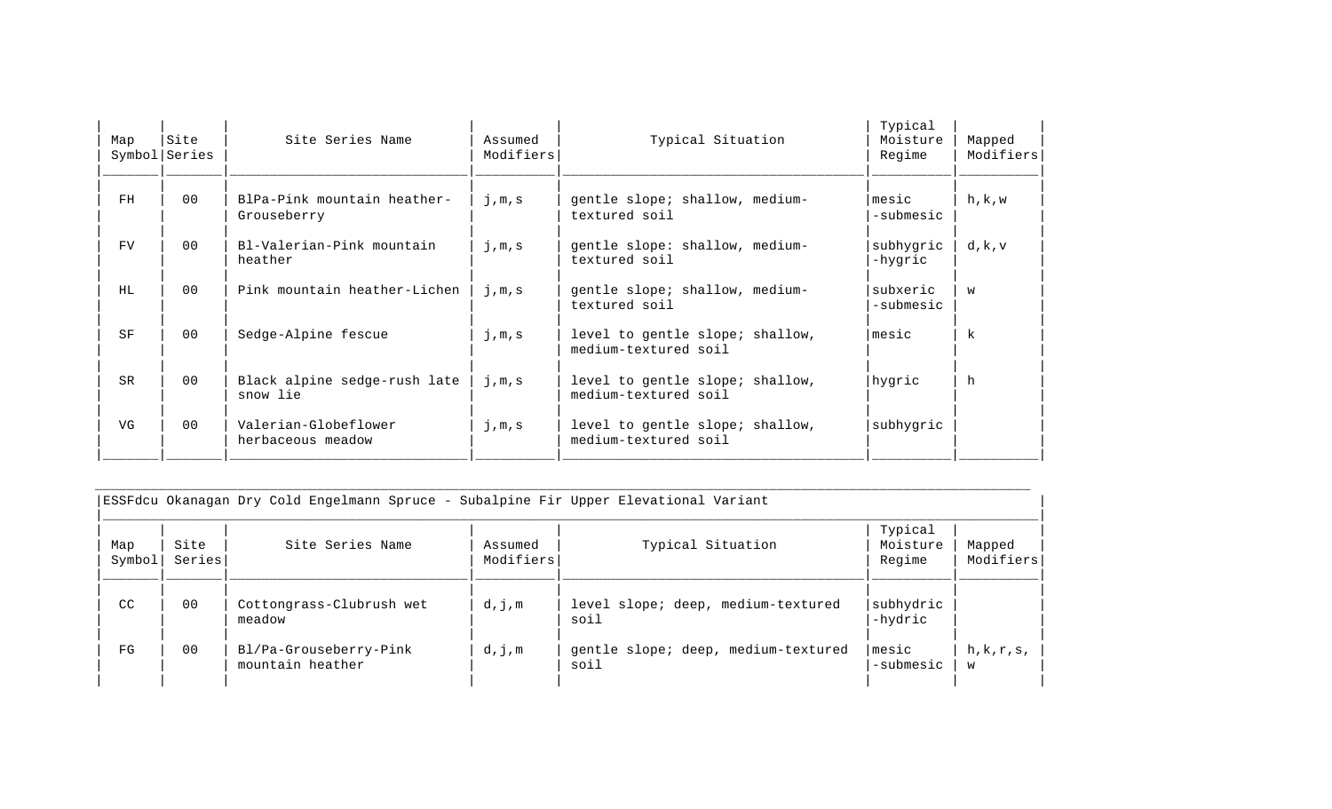| Map Symbol | Site Series | Site Series Name | Assumed Modifiers | Typical Situation | Typical Moisture Regime | Mapped Modifiers |
|---|---|---|---|---|---|---|
| FH | 00 | BlPa-Pink mountain heather-Grouseberry | j,m,s | gentle slope; shallow, medium-textured soil | mesic -submesic | h,k,w |
| FV | 00 | Bl-Valerian-Pink mountain heather | j,m,s | gentle slope: shallow, medium-textured soil | subhygric -hygric | d,k,v |
| HL | 00 | Pink mountain heather-Lichen | j,m,s | gentle slope; shallow, medium-textured soil | subxeric -submesic | w |
| SF | 00 | Sedge-Alpine fescue | j,m,s | level to gentle slope; shallow, medium-textured soil | mesic | k |
| SR | 00 | Black alpine sedge-rush late snow lie | j,m,s | level to gentle slope; shallow, medium-textured soil | hygric | h |
| VG | 00 | Valerian-Globeflower herbaceous meadow | j,m,s | level to gentle slope; shallow, medium-textured soil | subhygric | |

ESSFdcu Okanagan Dry Cold Engelmann Spruce - Subalpine Fir Upper Elevational Variant

| Map Symbol | Site Series | Site Series Name | Assumed Modifiers | Typical Situation | Typical Moisture Regime | Mapped Modifiers |
|---|---|---|---|---|---|---|
| CC | 00 | Cottongrass-Clubrush wet meadow | d,j,m | level slope; deep, medium-textured soil | subhydric -hydric | |
| FG | 00 | Bl/Pa-Grouseberry-Pink mountain heather | d,j,m | gentle slope; deep, medium-textured soil | mesic -submesic | h,k,r,s, w |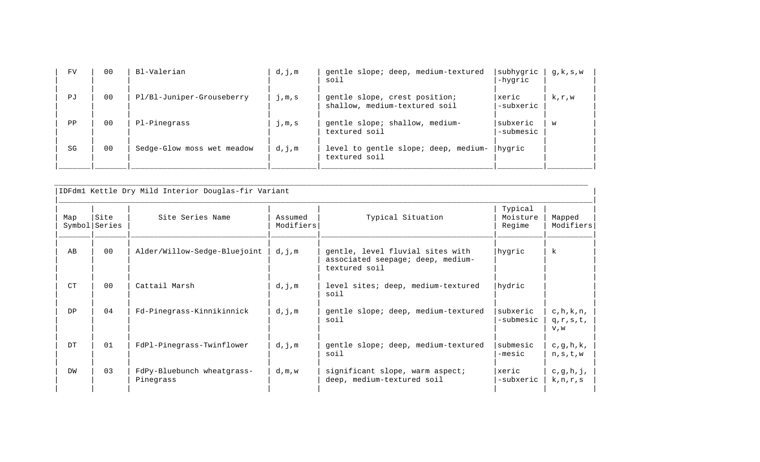| Map Symbol | Site Series | Site Series Name | Assumed Modifiers | Typical Situation | Typical Moisture Regime | Mapped Modifiers |
|---|---|---|---|---|---|---|
| FV | 00 | Bl-Valerian | d,j,m | gentle slope; deep, medium-textured soil | subhygric -hygric | g,k,s,w |
| PJ | 00 | Pl/Bl-Juniper-Grouseberry | j,m,s | gentle slope, crest position; shallow, medium-textured soil | xeric -subxeric | k,r,w |
| PP | 00 | Pl-Pinegrass | j,m,s | gentle slope; shallow, medium-textured soil | subxeric -submesic | w |
| SG | 00 | Sedge-Glow moss wet meadow | d,j,m | level to gentle slope; deep, medium-textured soil | hygric | |

| IDFdm1 Kettle Dry Mild Interior Douglas-fir Variant | | | | | | |
|---|---|---|---|---|---|---|
| **Map Symbol** | **Site Series** | **Site Series Name** | **Assumed Modifiers** | **Typical Situation** | **Typical Moisture Regime** | **Mapped Modifiers** |
| AB | 00 | Alder/Willow-Sedge-Bluejoint | d,j,m | gentle, level fluvial sites with associated seepage; deep, medium-textured soil | hygric | k |
| CT | 00 | Cattail Marsh | d,j,m | level sites; deep, medium-textured soil | hydric | |
| DP | 04 | Fd-Pinegrass-Kinnikinnick | d,j,m | gentle slope; deep, medium-textured soil | subxeric -submesic | c,h,k,n, q,r,s,t, v,w |
| DT | 01 | FdPl-Pinegrass-Twinflower | d,j,m | gentle slope; deep, medium-textured soil | submesic -mesic | c,g,h,k, n,s,t,w |
| DW | 03 | FdPy-Bluebunch wheatgrass-Pinegrass | d,m,w | significant slope, warm aspect; deep, medium-textured soil | xeric -subxeric | c,g,h,j, k,n,r,s |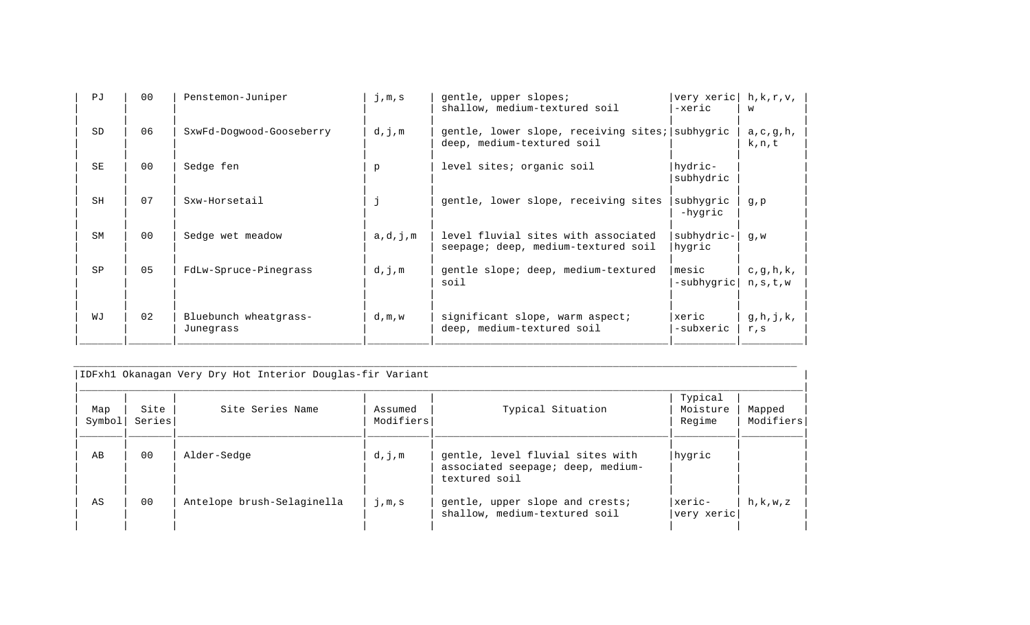| Map Symbol | Site Series | Site Series Name | Assumed Modifiers | Typical Situation | Typical Moisture Regime | Mapped Modifiers |
|---|---|---|---|---|---|---|
| PJ | 00 | Penstemon-Juniper | j,m,s | gentle, upper slopes; shallow, medium-textured soil | very xeric -xeric | h,k,r,v, w |
| SD | 06 | SxwFd-Dogwood-Gooseberry | d,j,m | gentle, lower slope, receiving sites; deep, medium-textured soil | subhygric | a,c,g,h, k,n,t |
| SE | 00 | Sedge fen | p | level sites; organic soil | hydric- subhydric | |
| SH | 07 | Sxw-Horsetail | j | gentle, lower slope, receiving sites | subhygric -hygric | g,p |
| SM | 00 | Sedge wet meadow | a,d,j,m | level fluvial sites with associated seepage; deep, medium-textured soil | subhydric- hygric | g,w |
| SP | 05 | FdLw-Spruce-Pinegrass | d,j,m | gentle slope; deep, medium-textured soil | mesic -subhygric | c,g,h,k, n,s,t,w |
| WJ | 02 | Bluebunch wheatgrass-Junegrass | d,m,w | significant slope, warm aspect; deep, medium-textured soil | xeric -subxeric | g,h,j,k, r,s |

IDFxh1 Okanagan Very Dry Hot Interior Douglas-fir Variant

| Map Symbol | Site Series | Site Series Name | Assumed Modifiers | Typical Situation | Typical Moisture Regime | Mapped Modifiers |
|---|---|---|---|---|---|---|
| AB | 00 | Alder-Sedge | d,j,m | gentle, level fluvial sites with associated seepage; deep, medium-textured soil | hygric | |
| AS | 00 | Antelope brush-Selaginella | j,m,s | gentle, upper slope and crests; shallow, medium-textured soil | xeric- very xeric | h,k,w,z |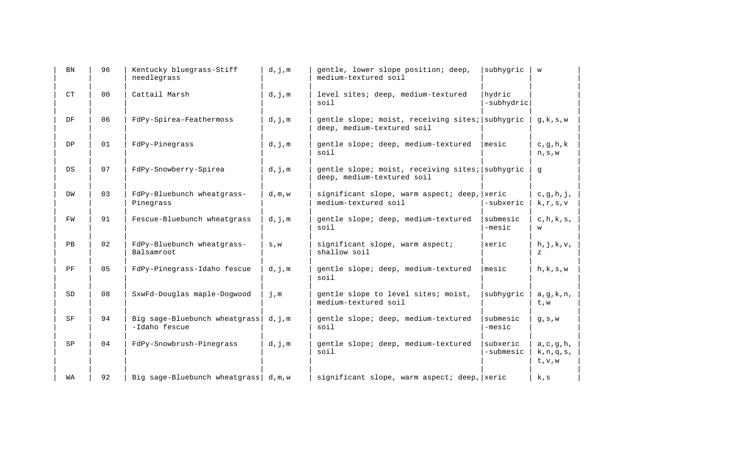| | | | | | | |
|---|---|---|---|---|---|---|
| BN | 96 | Kentucky bluegrass-Stiff needlegrass | d,j,m | gentle, lower slope position; deep, medium-textured soil | subhygric | w |
| CT | 00 | Cattail Marsh | d,j,m | level sites; deep, medium-textured soil | hydric -subhydric | |
| DF | 06 | FdPy-Spirea-Feathermoss | d,j,m | gentle slope; moist, receiving sites; deep, medium-textured soil | subhygric | g,k,s,w |
| DP | 01 | FdPy-Pinegrass | d,j,m | gentle slope; deep, medium-textured soil | mesic | c,g,h,k n,s,w |
| DS | 07 | FdPy-Snowberry-Spirea | d,j,m | gentle slope; moist, receiving sites; deep, medium-textured soil | subhygric | g |
| DW | 03 | FdPy-Bluebunch wheatgrass-Pinegrass | d,m,w | significant slope, warm aspect; deep, medium-textured soil | xeric -subxeric | c,g,h,j, k,r,s,v |
| FW | 91 | Fescue-Bluebunch wheatgrass | d,j,m | gentle slope; deep, medium-textured soil | submesic -mesic | c,h,k,s, w |
| PB | 02 | FdPy-Bluebunch wheatgrass-Balsamroot | s,w | significant slope, warm aspect; shallow soil | xeric | h,j,k,v, z |
| PF | 05 | FdPy-Pinegrass-Idaho fescue | d,j,m | gentle slope; deep, medium-textured soil | mesic | h,k,s,w |
| SD | 08 | SxwFd-Douglas maple-Dogwood | j,m | gentle slope to level sites; moist, medium-textured soil | subhygric | a,g,k,n, t,w |
| SF | 94 | Big sage-Bluebunch wheatgrass -Idaho fescue | d,j,m | gentle slope; deep, medium-textured soil | submesic -mesic | g,s,w |
| SP | 04 | FdPy-Snowbrush-Pinegrass | d,j,m | gentle slope; deep, medium-textured soil | subxeric -submesic | a,c,g,h, k,n,q,s, t,v,w |
| WA | 92 | Big sage-Bluebunch wheatgrass | d,m,w | significant slope, warm aspect; deep, | xeric | k,s |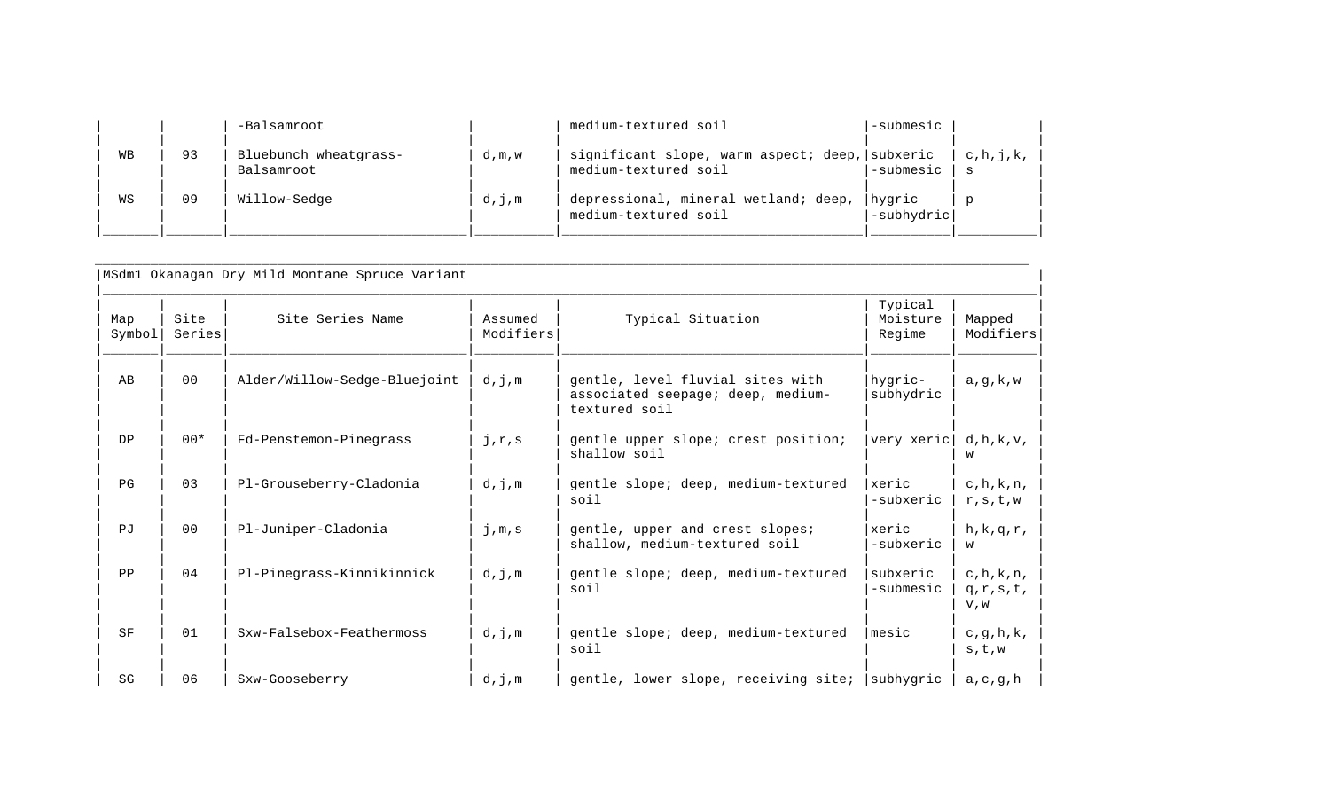| Map Symbol | Site Series | Site Series Name | Assumed Modifiers | Typical Situation | Typical Moisture Regime | Mapped Modifiers |
|---|---|---|---|---|---|---|
| | | -Balsamroot | | medium-textured soil | -submesic | |
| WB | 93 | Bluebunch wheatgrass-Balsamroot | d,m,w | significant slope, warm aspect; deep, medium-textured soil | subxeric -submesic | c,h,j,k,s |
| WS | 09 | Willow-Sedge | d,j,m | depressional, mineral wetland; deep, medium-textured soil | hygric -subhydric | p |

| MSdm1 Okanagan Dry Mild Montane Spruce Variant | | | | | | |
|---|---|---|---|---|---|---|
| Map Symbol | Site Series | Site Series Name | Assumed Modifiers | Typical Situation | Typical Moisture Regime | Mapped Modifiers |
| AB | 00 | Alder/Willow-Sedge-Bluejoint | d,j,m | gentle, level fluvial sites with associated seepage; deep, medium-textured soil | hygric-subhydric | a,g,k,w |
| DP | 00* | Fd-Penstemon-Pinegrass | j,r,s | gentle upper slope; crest position; shallow soil | very xeric | d,h,k,v,w |
| PG | 03 | Pl-Grouseberry-Cladonia | d,j,m | gentle slope; deep, medium-textured soil | xeric -subxeric | c,h,k,n,r,s,t,w |
| PJ | 00 | Pl-Juniper-Cladonia | j,m,s | gentle, upper and crest slopes; shallow, medium-textured soil | xeric -subxeric | h,k,q,r,w |
| PP | 04 | Pl-Pinegrass-Kinnikinnick | d,j,m | gentle slope; deep, medium-textured soil | subxeric -submesic | c,h,k,n,q,r,s,t,v,w |
| SF | 01 | Sxw-Falsebox-Feathermoss | d,j,m | gentle slope; deep, medium-textured soil | mesic | c,g,h,k,s,t,w |
| SG | 06 | Sxw-Gooseberry | d,j,m | gentle, lower slope, receiving site; | subhygric | a,c,g,h |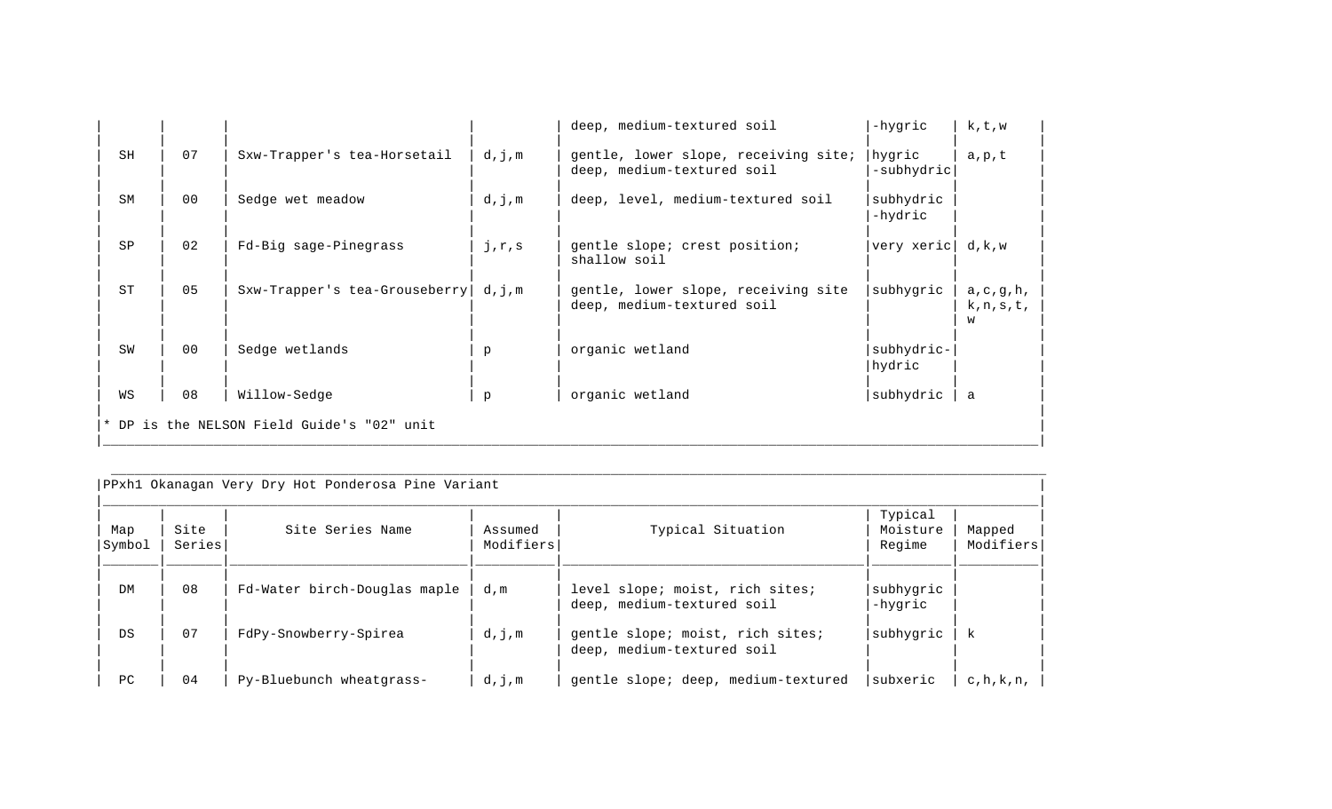| Map Symbol | Site Series | Site Series Name | Assumed Modifiers | Typical Situation | Typical Moisture Regime | Mapped Modifiers |
|---|---|---|---|---|---|---|
| | | | | deep, medium-textured soil | -hygric | k,t,w |
| SH | 07 | Sxw-Trapper's tea-Horsetail | d,j,m | gentle, lower slope, receiving site; deep, medium-textured soil | hygric -subhydric | a,p,t |
| SM | 00 | Sedge wet meadow | d,j,m | deep, level, medium-textured soil | subhydric -hydric | |
| SP | 02 | Fd-Big sage-Pinegrass | j,r,s | gentle slope; crest position; shallow soil | very xeric | d,k,w |
| ST | 05 | Sxw-Trapper's tea-Grouseberry | d,j,m | gentle, lower slope, receiving site deep, medium-textured soil | subhygric | a,c,g,h, k,n,s,t, w |
| SW | 00 | Sedge wetlands | p | organic wetland | subhydric- hydric | |
| WS | 08 | Willow-Sedge | p | organic wetland | subhydric | a |

* DP is the NELSON Field Guide's "02" unit

PPxh1 Okanagan Very Dry Hot Ponderosa Pine Variant

| Map Symbol | Site Series | Site Series Name | Assumed Modifiers | Typical Situation | Typical Moisture Regime | Mapped Modifiers |
|---|---|---|---|---|---|---|
| DM | 08 | Fd-Water birch-Douglas maple | d,m | level slope; moist, rich sites; deep, medium-textured soil | subhygric -hygric | |
| DS | 07 | FdPy-Snowberry-Spirea | d,j,m | gentle slope; moist, rich sites; deep, medium-textured soil | subhygric | k |
| PC | 04 | Py-Bluebunch wheatgrass- | d,j,m | gentle slope; deep, medium-textured | subxeric | c,h,k,n, |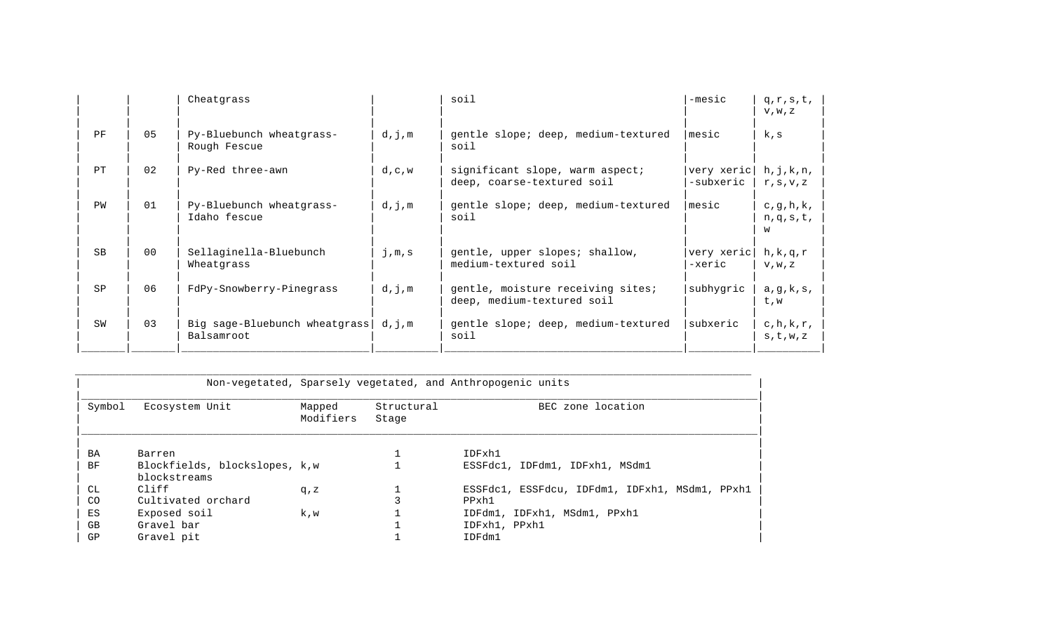| | | | | | | |
|---|---|---|---|---|---|---|
| | | Cheatgrass | | soil | -mesic | q,r,s,t, v,w,z |
| PF | 05 | Py-Bluebunch wheatgrass-Rough Fescue | d,j,m | gentle slope; deep, medium-textured soil | mesic | k,s |
| PT | 02 | Py-Red three-awn | d,c,w | significant slope, warm aspect; deep, coarse-textured soil | very xeric -subxeric | h,j,k,n, r,s,v,z |
| PW | 01 | Py-Bluebunch wheatgrass-Idaho fescue | d,j,m | gentle slope; deep, medium-textured soil | mesic | c,g,h,k, n,q,s,t, w |
| SB | 00 | Sellaginella-Bluebunch Wheatgrass | j,m,s | gentle, upper slopes; shallow, medium-textured soil | very xeric -xeric | h,k,q,r v,w,z |
| SP | 06 | FdPy-Snowberry-Pinegrass | d,j,m | gentle, moisture receiving sites; deep, medium-textured soil | subhygric | a,g,k,s, t,w |
| SW | 03 | Big sage-Bluebunch wheatgrass Balsamroot | d,j,m | gentle slope; deep, medium-textured soil | subxeric | c,h,k,r, s,t,w,z |

| Non-vegetated, Sparsely vegetated, and Anthropogenic units | | | | |
|---|---|---|---|---|
| Symbol | Ecosystem Unit | Mapped Modifiers | Structural Stage | BEC zone location |
| BA | Barren | | 1 | IDFxh1 |
| BF | Blockfields, blockslopes, blockstreams | k,w | 1 | ESSFdc1, IDFdm1, IDFxh1, MSdm1 |
| CL | Cliff | q,z | 1 | ESSFdc1, ESSFdcu, IDFdm1, IDFxh1, MSdm1, PPxh1 |
| CO | Cultivated orchard | | 3 | PPxh1 |
| ES | Exposed soil | k,w | 1 | IDFdm1, IDFxh1, MSdm1, PPxh1 |
| GB | Gravel bar | | 1 | IDFxh1, PPxh1 |
| GP | Gravel pit | | 1 | IDFdm1 |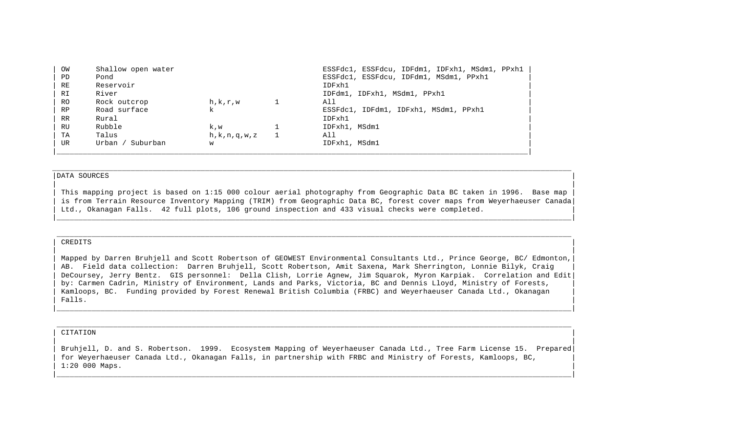| | | | | |
|---|---|---|---|---|
| OW | Shallow open water | | | ESSFdc1, ESSFdcu, IDFdm1, IDFxh1, MSdm1, PPxh1 |
| PD | Pond | | | ESSFdc1, ESSFdcu, IDFdm1, MSdm1, PPxh1 |
| RE | Reservoir | | | IDFxh1 |
| RI | River | | | IDFdm1, IDFxh1, MSdm1, PPxh1 |
| RO | Rock outcrop | h,k,r,w | 1 | All |
| RP | Road surface | k | | ESSFdc1, IDFdm1, IDFxh1, MSdm1, PPxh1 |
| RR | Rural | | | IDFxh1 |
| RU | Rubble | k,w | 1 | IDFxh1, MSdm1 |
| TA | Talus | h,k,n,q,w,z | 1 | All |
| UR | Urban / Suburban | w | | IDFxh1, MSdm1 |

## DATA SOURCES

This mapping project is based on 1:15 000 colour aerial photography from Geographic Data BC taken in 1996. Base map is from Terrain Resource Inventory Mapping (TRIM) from Geographic Data BC, forest cover maps from Weyerhaeuser Canada Ltd., Okanagan Falls. 42 full plots, 106 ground inspection and 433 visual checks were completed.

## CREDITS

Mapped by Darren Bruhjell and Scott Robertson of GEOWEST Environmental Consultants Ltd., Prince George, BC/ Edmonton, AB. Field data collection: Darren Bruhjell, Scott Robertson, Amit Saxena, Mark Sherrington, Lonnie Bilyk, Craig DeCoursey, Jerry Bentz. GIS personnel: Della Clish, Lorrie Agnew, Jim Squarok, Myron Karpiak. Correlation and Edit by: Carmen Cadrin, Ministry of Environment, Lands and Parks, Victoria, BC and Dennis Lloyd, Ministry of Forests, Kamloops, BC. Funding provided by Forest Renewal British Columbia (FRBC) and Weyerhaeuser Canada Ltd., Okanagan Falls.

## CITATION

Bruhjell, D. and S. Robertson. 1999. Ecosystem Mapping of Weyerhaeuser Canada Ltd., Tree Farm License 15. Prepared for Weyerhaeuser Canada Ltd., Okanagan Falls, in partnership with FRBC and Ministry of Forests, Kamloops, BC, 1:20 000 Maps.